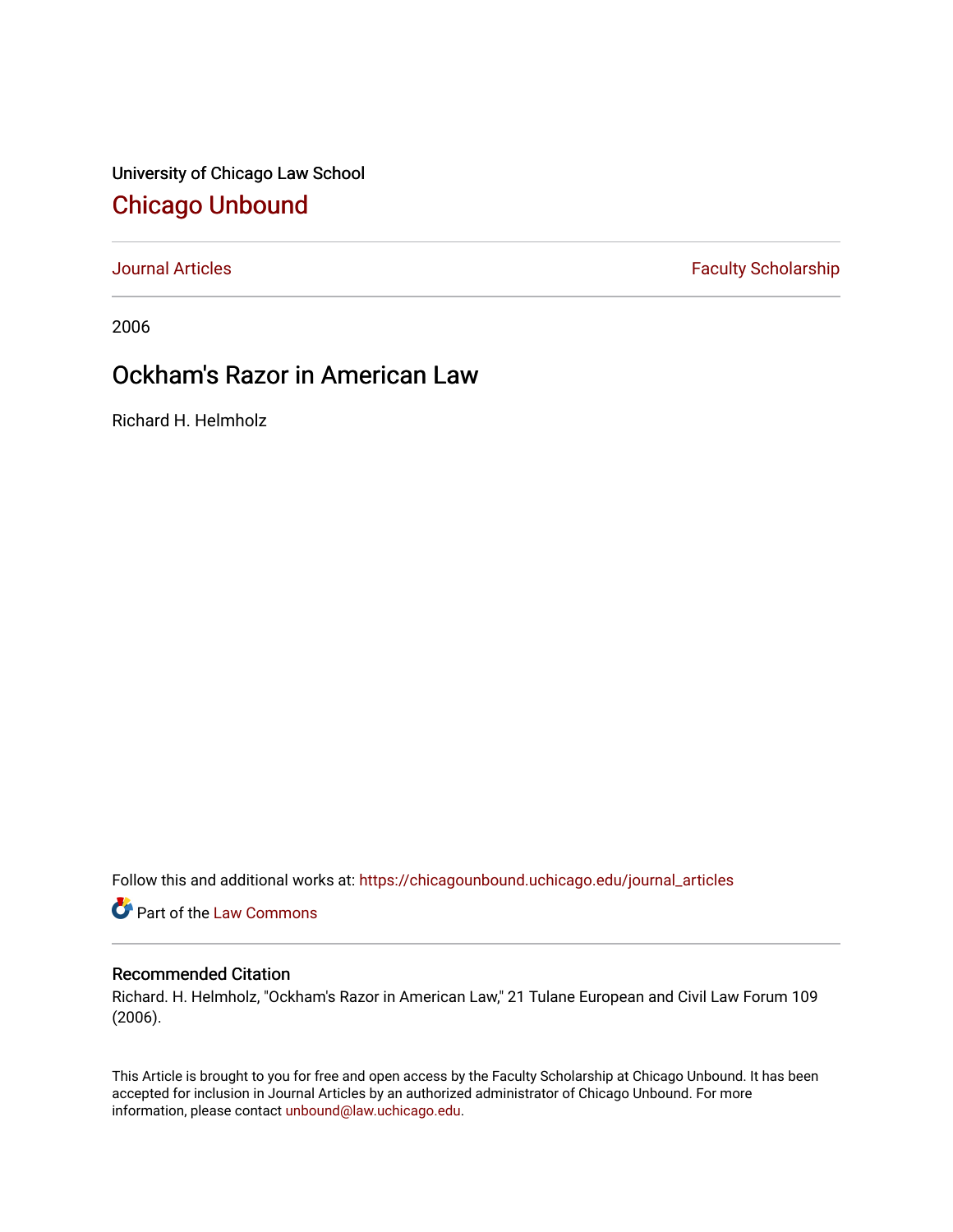University of Chicago Law School

# Chicago Unbound

Journal Articles | Faculty Scholarship

2006

# Ockham's Razor in American Law

Richard H. Helmholz

Follow this and additional works at: https://chicagounbound.uchicago.edu/journal_articles

Part of the Law Commons

## Recommended Citation

Richard. H. Helmholz, "Ockham's Razor in American Law," 21 Tulane European and Civil Law Forum 109 (2006).

This Article is brought to you for free and open access by the Faculty Scholarship at Chicago Unbound. It has been accepted for inclusion in Journal Articles by an authorized administrator of Chicago Unbound. For more information, please contact unbound@law.uchicago.edu.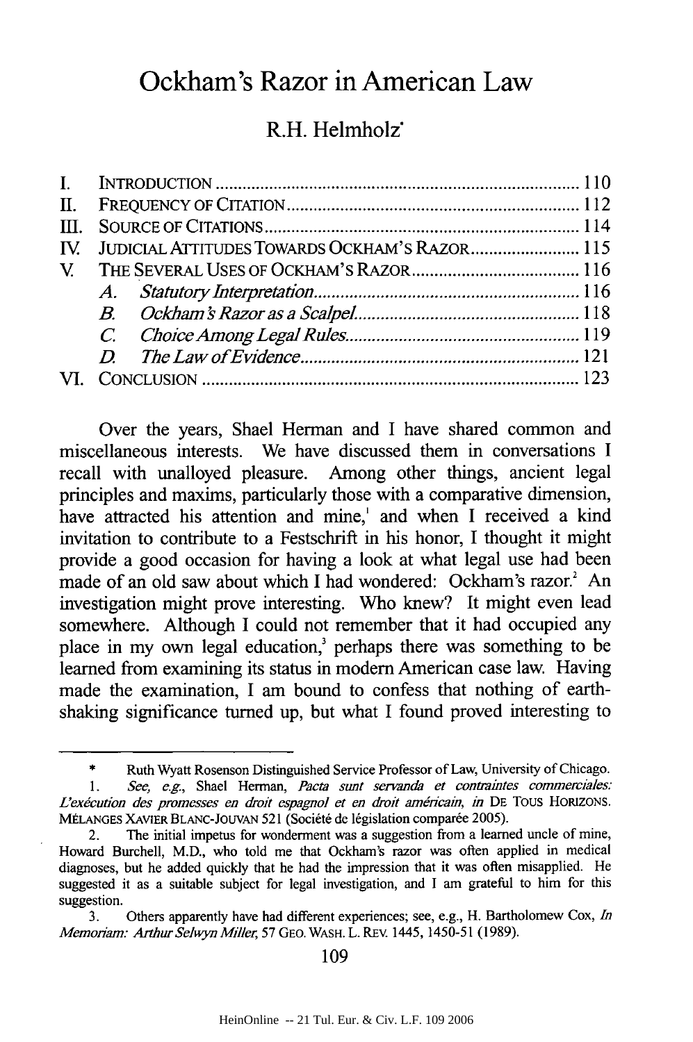# Ockham's Razor in American Law

## R.H. Helmholz*

| | | |
|---|---|---|
| I. | INTRODUCTION | 110 |
| II. | FREQUENCY OF CITATION | 112 |
| III. | SOURCE OF CITATIONS | 114 |
| IV. | JUDICIAL ATTITUDES TOWARDS OCKHAM'S RAZOR | 115 |
| V. | THE SEVERAL USES OF OCKHAM'S RAZOR | 116 |
| | *A. Statutory Interpretation* | 116 |
| | *B. Ockham's Razor as a Scalpel* | 118 |
| | *C. Choice Among Legal Rules* | 119 |
| | *D. The Law of Evidence* | 121 |
| VI. | CONCLUSION | 123 |

Over the years, Shael Herman and I have shared common and miscellaneous interests. We have discussed them in conversations I recall with unalloyed pleasure. Among other things, ancient legal principles and maxims, particularly those with a comparative dimension, have attracted his attention and mine,[1] and when I received a kind invitation to contribute to a Festschrift in his honor, I thought it might provide a good occasion for having a look at what legal use had been made of an old saw about which I had wondered: Ockham's razor.[2] An investigation might prove interesting. Who knew? It might even lead somewhere. Although I could not remember that it had occupied any place in my own legal education,[3] perhaps there was something to be learned from examining its status in modern American case law. Having made the examination, I am bound to confess that nothing of earth-shaking significance turned up, but what I found proved interesting to

---

\* Ruth Wyatt Rosenson Distinguished Service Professor of Law, University of Chicago.

1. *See, e.g.*, Shael Herman, *Pacta sunt servanda et contraintes commerciales: L'exécution des promesses en droit espagnol et en droit américain*, *in* DE TOUS HORIZONS. MÉLANGES XAVIER BLANC-JOUVAN 521 (Société de législation comparée 2005).

2. The initial impetus for wonderment was a suggestion from a learned uncle of mine, Howard Burchell, M.D., who told me that Ockham's razor was often applied in medical diagnoses, but he added quickly that he had the impression that it was often misapplied. He suggested it as a suitable subject for legal investigation, and I am grateful to him for this suggestion.

3. Others apparently have had different experiences; see, e.g., H. Bartholomew Cox, *In Memoriam: Arthur Selwyn Miller*, 57 GEO. WASH. L. REV. 1445, 1450-51 (1989).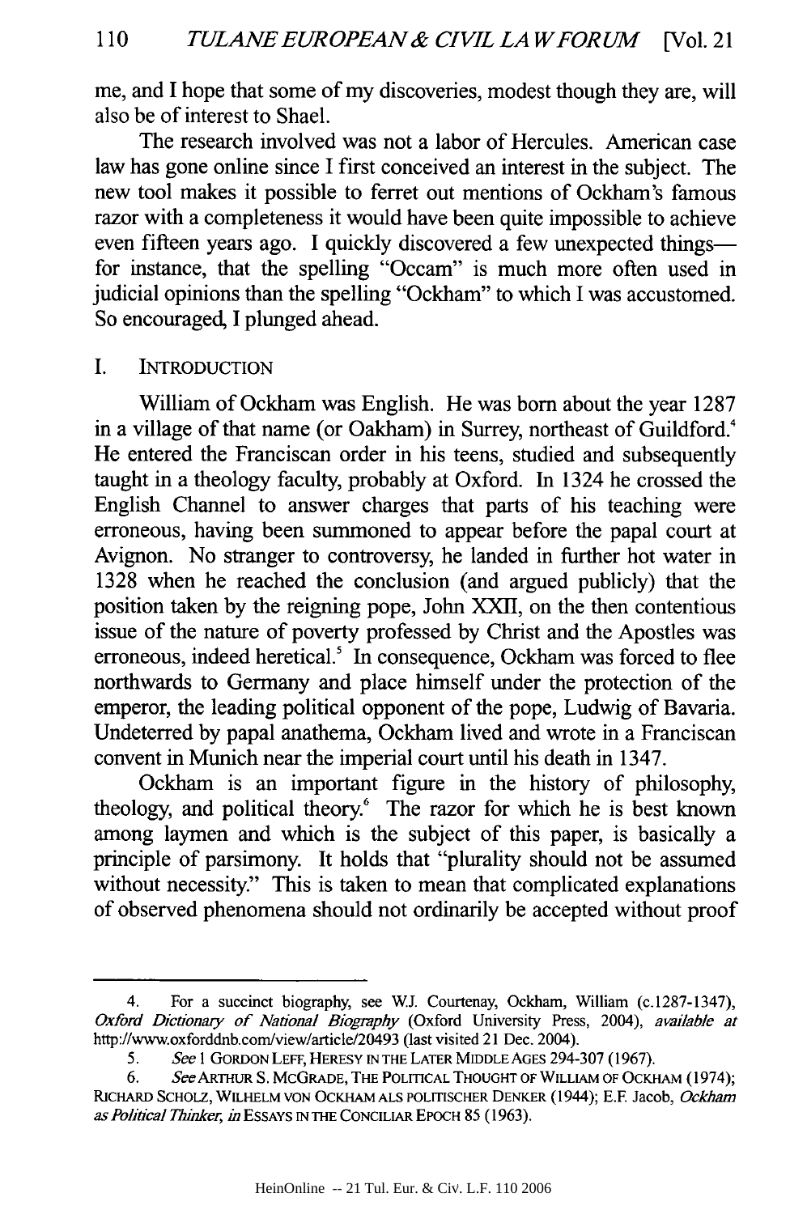me, and I hope that some of my discoveries, modest though they are, will also be of interest to Shael.

The research involved was not a labor of Hercules. American case law has gone online since I first conceived an interest in the subject. The new tool makes it possible to ferret out mentions of Ockham's famous razor with a completeness it would have been quite impossible to achieve even fifteen years ago. I quickly discovered a few unexpected things—for instance, that the spelling "Occam" is much more often used in judicial opinions than the spelling "Ockham" to which I was accustomed. So encouraged, I plunged ahead.

## I. INTRODUCTION

William of Ockham was English. He was born about the year 1287 in a village of that name (or Oakham) in Surrey, northeast of Guildford.[4] He entered the Franciscan order in his teens, studied and subsequently taught in a theology faculty, probably at Oxford. In 1324 he crossed the English Channel to answer charges that parts of his teaching were erroneous, having been summoned to appear before the papal court at Avignon. No stranger to controversy, he landed in further hot water in 1328 when he reached the conclusion (and argued publicly) that the position taken by the reigning pope, John XXII, on the then contentious issue of the nature of poverty professed by Christ and the Apostles was erroneous, indeed heretical.[5] In consequence, Ockham was forced to flee northwards to Germany and place himself under the protection of the emperor, the leading political opponent of the pope, Ludwig of Bavaria. Undeterred by papal anathema, Ockham lived and wrote in a Franciscan convent in Munich near the imperial court until his death in 1347.

Ockham is an important figure in the history of philosophy, theology, and political theory.[6] The razor for which he is best known among laymen and which is the subject of this paper, is basically a principle of parsimony. It holds that "plurality should not be assumed without necessity." This is taken to mean that complicated explanations of observed phenomena should not ordinarily be accepted without proof

---

4. For a succinct biography, see W.J. Courtenay, Ockham, William (c.1287-1347), *Oxford Dictionary of National Biography* (Oxford University Press, 2004), *available at* http://www.oxforddnb.com/view/article/20493 (last visited 21 Dec. 2004).

5. *See* 1 GORDON LEFF, HERESY IN THE LATER MIDDLE AGES 294-307 (1967).

6. *See* ARTHUR S. MCGRADE, THE POLITICAL THOUGHT OF WILLIAM OF OCKHAM (1974); RICHARD SCHOLZ, WILHELM VON OCKHAM ALS POLITISCHER DENKER (1944); E.F. Jacob, *Ockham as Political Thinker*, *in* ESSAYS IN THE CONCILIAR EPOCH 85 (1963).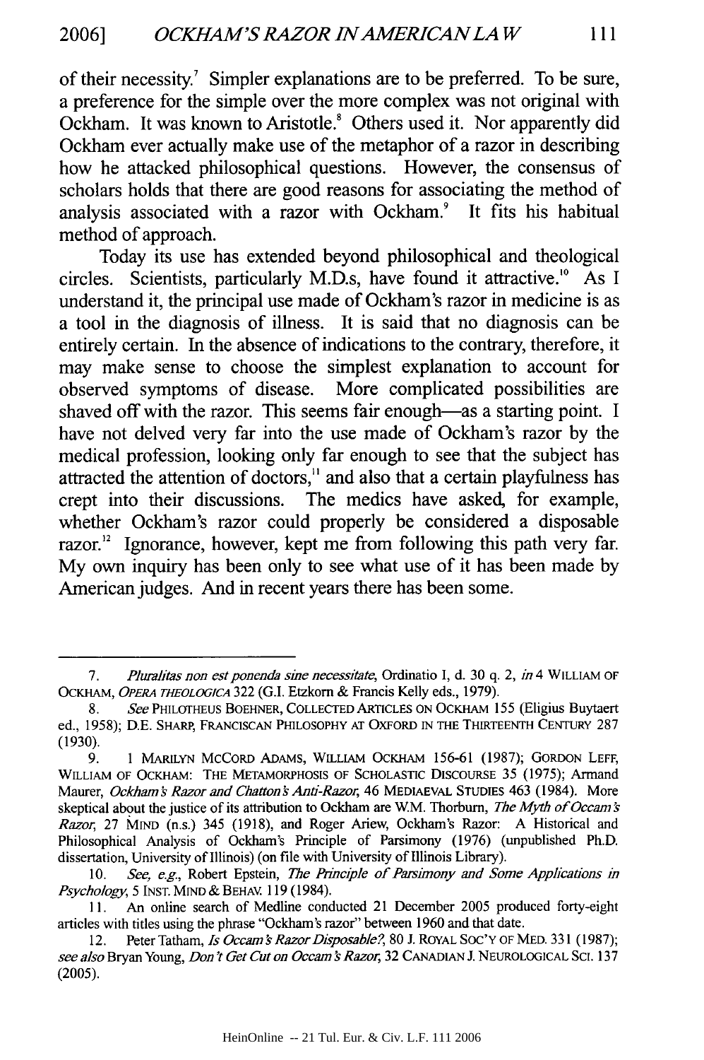of their necessity.[7] Simpler explanations are to be preferred. To be sure, a preference for the simple over the more complex was not original with Ockham. It was known to Aristotle.[8] Others used it. Nor apparently did Ockham ever actually make use of the metaphor of a razor in describing how he attacked philosophical questions. However, the consensus of scholars holds that there are good reasons for associating the method of analysis associated with a razor with Ockham.[9] It fits his habitual method of approach.

Today its use has extended beyond philosophical and theological circles. Scientists, particularly M.D.s, have found it attractive.[10] As I understand it, the principal use made of Ockham's razor in medicine is as a tool in the diagnosis of illness. It is said that no diagnosis can be entirely certain. In the absence of indications to the contrary, therefore, it may make sense to choose the simplest explanation to account for observed symptoms of disease. More complicated possibilities are shaved off with the razor. This seems fair enough—as a starting point. I have not delved very far into the use made of Ockham's razor by the medical profession, looking only far enough to see that the subject has attracted the attention of doctors,[11] and also that a certain playfulness has crept into their discussions. The medics have asked, for example, whether Ockham's razor could properly be considered a disposable razor.[12] Ignorance, however, kept me from following this path very far. My own inquiry has been only to see what use of it has been made by American judges. And in recent years there has been some.

---

7. *Pluralitas non est ponenda sine necessitate*, Ordinatio I, d. 30 q. 2, *in* 4 WILLIAM OF OCKHAM, *OPERA THEOLOGICA* 322 (G.I. Etzkorn & Francis Kelly eds., 1979).

8. *See* PHILOTHEUS BOEHNER, COLLECTED ARTICLES ON OCKHAM 155 (Eligius Buytaert ed., 1958); D.E. SHARP, FRANCISCAN PHILOSOPHY AT OXFORD IN THE THIRTEENTH CENTURY 287 (1930).

9. 1 MARILYN MCCORD ADAMS, WILLIAM OCKHAM 156-61 (1987); GORDON LEFF, WILLIAM OF OCKHAM: THE METAMORPHOSIS OF SCHOLASTIC DISCOURSE 35 (1975); Armand Maurer, *Ockham's Razor and Chatton's Anti-Razor*, 46 MEDIAEVAL STUDIES 463 (1984). More skeptical about the justice of its attribution to Ockham are W.M. Thorburn, *The Myth of Occam's Razor*, 27 MIND (n.s.) 345 (1918), and Roger Ariew, Ockham's Razor: A Historical and Philosophical Analysis of Ockham's Principle of Parsimony (1976) (unpublished Ph.D. dissertation, University of Illinois) (on file with University of Illinois Library).

10. *See, e.g.*, Robert Epstein, *The Principle of Parsimony and Some Applications in Psychology*, 5 INST. MIND & BEHAV. 119 (1984).

11. An online search of Medline conducted 21 December 2005 produced forty-eight articles with titles using the phrase "Ockham's razor" between 1960 and that date.

12. Peter Tatham, *Is Occam's Razor Disposable?*, 80 J. ROYAL SOC'Y OF MED. 331 (1987); *see also* Bryan Young, *Don't Get Cut on Occam's Razor*, 32 CANADIAN J. NEUROLOGICAL SCI. 137 (2005).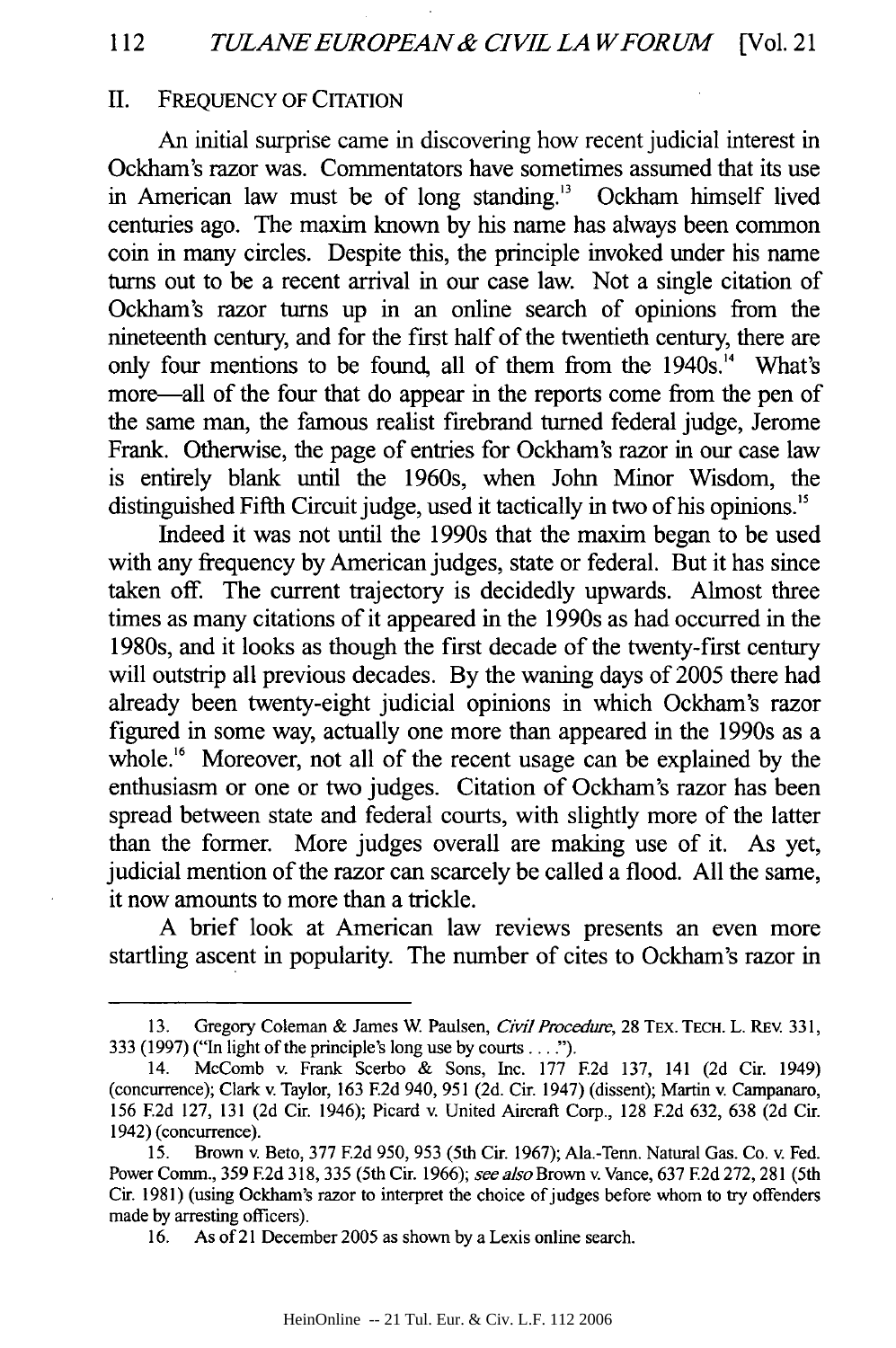## II. FREQUENCY OF CITATION

An initial surprise came in discovering how recent judicial interest in Ockham's razor was. Commentators have sometimes assumed that its use in American law must be of long standing.[13] Ockham himself lived centuries ago. The maxim known by his name has always been common coin in many circles. Despite this, the principle invoked under his name turns out to be a recent arrival in our case law. Not a single citation of Ockham's razor turns up in an online search of opinions from the nineteenth century, and for the first half of the twentieth century, there are only four mentions to be found, all of them from the 1940s.[14] What's more—all of the four that do appear in the reports come from the pen of the same man, the famous realist firebrand turned federal judge, Jerome Frank. Otherwise, the page of entries for Ockham's razor in our case law is entirely blank until the 1960s, when John Minor Wisdom, the distinguished Fifth Circuit judge, used it tactically in two of his opinions.[15]

Indeed it was not until the 1990s that the maxim began to be used with any frequency by American judges, state or federal. But it has since taken off. The current trajectory is decidedly upwards. Almost three times as many citations of it appeared in the 1990s as had occurred in the 1980s, and it looks as though the first decade of the twenty-first century will outstrip all previous decades. By the waning days of 2005 there had already been twenty-eight judicial opinions in which Ockham's razor figured in some way, actually one more than appeared in the 1990s as a whole.[16] Moreover, not all of the recent usage can be explained by the enthusiasm or one or two judges. Citation of Ockham's razor has been spread between state and federal courts, with slightly more of the latter than the former. More judges overall are making use of it. As yet, judicial mention of the razor can scarcely be called a flood. All the same, it now amounts to more than a trickle.

A brief look at American law reviews presents an even more startling ascent in popularity. The number of cites to Ockham's razor in

---

13. Gregory Coleman & James W. Paulsen, *Civil Procedure*, 28 TEX. TECH. L. REV. 331, 333 (1997) ("In light of the principle's long use by courts . . . .").

14. McComb v. Frank Scerbo & Sons, Inc. 177 F.2d 137, 141 (2d Cir. 1949) (concurrence); Clark v. Taylor, 163 F.2d 940, 951 (2d. Cir. 1947) (dissent); Martin v. Campanaro, 156 F.2d 127, 131 (2d Cir. 1946); Picard v. United Aircraft Corp., 128 F.2d 632, 638 (2d Cir. 1942) (concurrence).

15. Brown v. Beto, 377 F.2d 950, 953 (5th Cir. 1967); Ala.-Tenn. Natural Gas. Co. v. Fed. Power Comm., 359 F.2d 318, 335 (5th Cir. 1966); *see also* Brown v. Vance, 637 F.2d 272, 281 (5th Cir. 1981) (using Ockham's razor to interpret the choice of judges before whom to try offenders made by arresting officers).

16. As of 21 December 2005 as shown by a Lexis online search.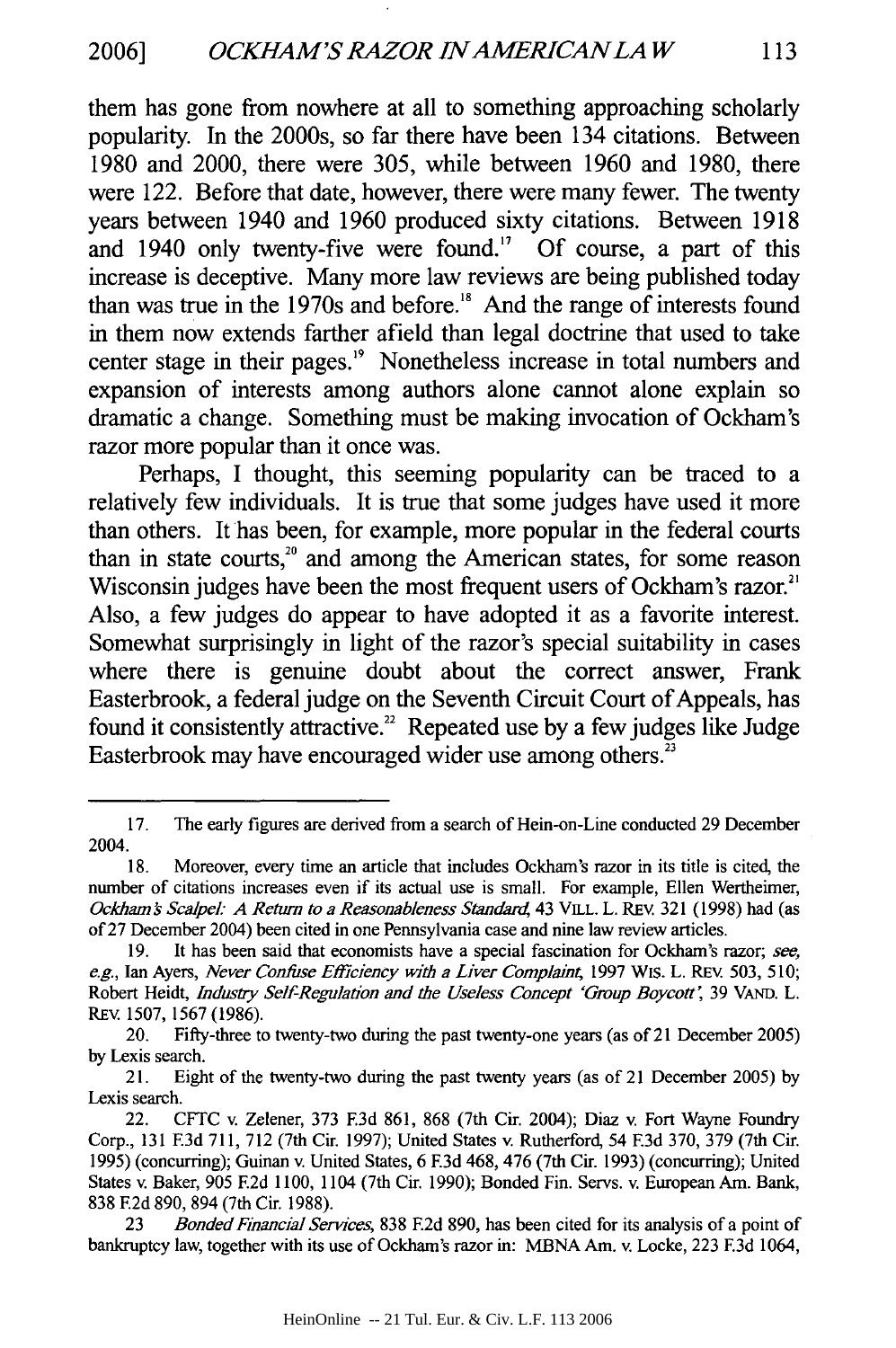them has gone from nowhere at all to something approaching scholarly popularity. In the 2000s, so far there have been 134 citations. Between 1980 and 2000, there were 305, while between 1960 and 1980, there were 122. Before that date, however, there were many fewer. The twenty years between 1940 and 1960 produced sixty citations. Between 1918 and 1940 only twenty-five were found.[17] Of course, a part of this increase is deceptive. Many more law reviews are being published today than was true in the 1970s and before.[18] And the range of interests found in them now extends farther afield than legal doctrine that used to take center stage in their pages.[19] Nonetheless increase in total numbers and expansion of interests among authors alone cannot alone explain so dramatic a change. Something must be making invocation of Ockham's razor more popular than it once was.

Perhaps, I thought, this seeming popularity can be traced to a relatively few individuals. It is true that some judges have used it more than others. It has been, for example, more popular in the federal courts than in state courts,[20] and among the American states, for some reason Wisconsin judges have been the most frequent users of Ockham's razor.[21] Also, a few judges do appear to have adopted it as a favorite interest. Somewhat surprisingly in light of the razor's special suitability in cases where there is genuine doubt about the correct answer, Frank Easterbrook, a federal judge on the Seventh Circuit Court of Appeals, has found it consistently attractive.[22] Repeated use by a few judges like Judge Easterbrook may have encouraged wider use among others.[23]

---

17. The early figures are derived from a search of Hein-on-Line conducted 29 December 2004.

18. Moreover, every time an article that includes Ockham's razor in its title is cited, the number of citations increases even if its actual use is small. For example, Ellen Wertheimer, *Ockham's Scalpel: A Return to a Reasonableness Standard*, 43 VILL. L. REV. 321 (1998) had (as of 27 December 2004) been cited in one Pennsylvania case and nine law review articles.

19. It has been said that economists have a special fascination for Ockham's razor; *see, e.g.*, Ian Ayers, *Never Confuse Efficiency with a Liver Complaint*, 1997 WIS. L. REV. 503, 510; Robert Heidt, *Industry Self-Regulation and the Useless Concept 'Group Boycott'*, 39 VAND. L. REV. 1507, 1567 (1986).

20. Fifty-three to twenty-two during the past twenty-one years (as of 21 December 2005) by Lexis search.

21. Eight of the twenty-two during the past twenty years (as of 21 December 2005) by Lexis search.

22. CFTC v. Zelener, 373 F.3d 861, 868 (7th Cir. 2004); Diaz v. Fort Wayne Foundry Corp., 131 F.3d 711, 712 (7th Cir. 1997); United States v. Rutherford, 54 F.3d 370, 379 (7th Cir. 1995) (concurring); Guinan v. United States, 6 F.3d 468, 476 (7th Cir. 1993) (concurring); United States v. Baker, 905 F.2d 1100, 1104 (7th Cir. 1990); Bonded Fin. Servs. v. European Am. Bank, 838 F.2d 890, 894 (7th Cir. 1988).

23 *Bonded Financial Services*, 838 F.2d 890, has been cited for its analysis of a point of bankruptcy law, together with its use of Ockham's razor in: MBNA Am. v. Locke, 223 F.3d 1064,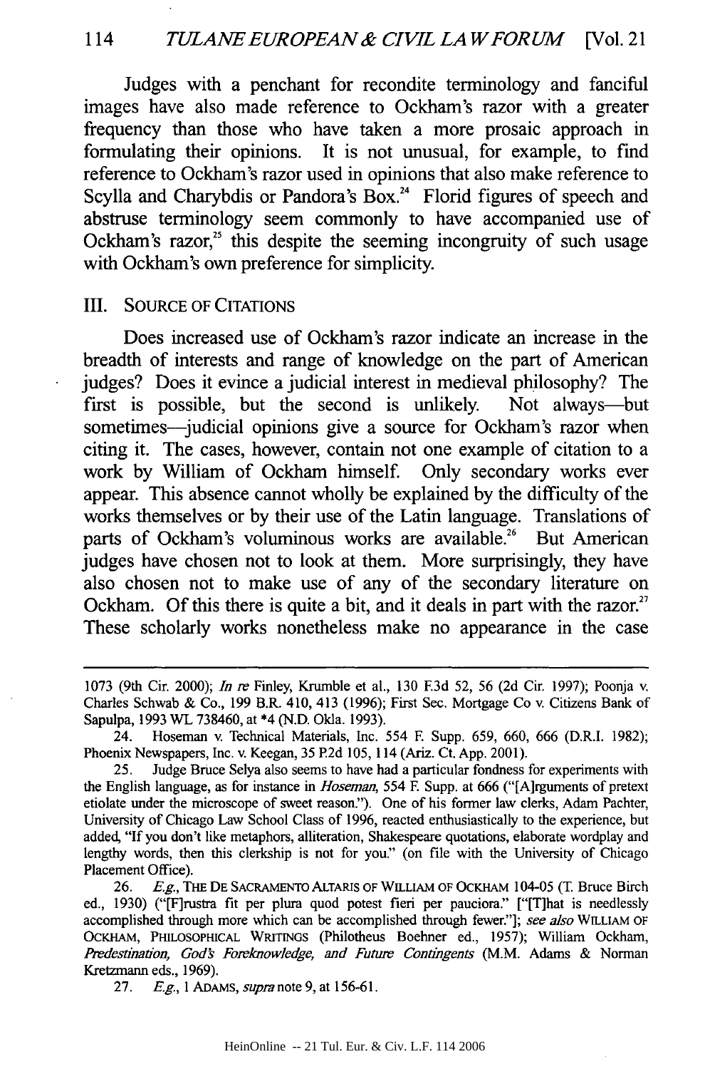Judges with a penchant for recondite terminology and fanciful images have also made reference to Ockham's razor with a greater frequency than those who have taken a more prosaic approach in formulating their opinions. It is not unusual, for example, to find reference to Ockham's razor used in opinions that also make reference to Scylla and Charybdis or Pandora's Box.[24] Florid figures of speech and abstruse terminology seem commonly to have accompanied use of Ockham's razor,[25] this despite the seeming incongruity of such usage with Ockham's own preference for simplicity.

## III. SOURCE OF CITATIONS

Does increased use of Ockham's razor indicate an increase in the breadth of interests and range of knowledge on the part of American judges? Does it evince a judicial interest in medieval philosophy? The first is possible, but the second is unlikely. Not always—but sometimes—judicial opinions give a source for Ockham's razor when citing it. The cases, however, contain not one example of citation to a work by William of Ockham himself. Only secondary works ever appear. This absence cannot wholly be explained by the difficulty of the works themselves or by their use of the Latin language. Translations of parts of Ockham's voluminous works are available.[26] But American judges have chosen not to look at them. More surprisingly, they have also chosen not to make use of any of the secondary literature on Ockham. Of this there is quite a bit, and it deals in part with the razor.[27] These scholarly works nonetheless make no appearance in the case

---

1073 (9th Cir. 2000); *In re* Finley, Krumble et al., 130 F.3d 52, 56 (2d Cir. 1997); Poonja v. Charles Schwab & Co., 199 B.R. 410, 413 (1996); First Sec. Mortgage Co v. Citizens Bank of Sapulpa, 1993 WL 738460, at *4 (N.D. Okla. 1993).

24. Hoseman v. Technical Materials, Inc. 554 F. Supp. 659, 660, 666 (D.R.I. 1982); Phoenix Newspapers, Inc. v. Keegan, 35 P.2d 105, 114 (Ariz. Ct. App. 2001).

25. Judge Bruce Selya also seems to have had a particular fondness for experiments with the English language, as for instance in *Hoseman*, 554 F. Supp. at 666 ("[A]rguments of pretext etiolate under the microscope of sweet reason."). One of his former law clerks, Adam Pachter, University of Chicago Law School Class of 1996, reacted enthusiastically to the experience, but added, "If you don't like metaphors, alliteration, Shakespeare quotations, elaborate wordplay and lengthy words, then this clerkship is not for you." (on file with the University of Chicago Placement Office).

26. *E.g.*, THE DE SACRAMENTO ALTARIS OF WILLIAM OF OCKHAM 104-05 (T. Bruce Birch ed., 1930) ("[F]rustra fit per plura quod potest fieri per pauciora." ["[T]hat is needlessly accomplished through more which can be accomplished through fewer."]; *see also* WILLIAM OF OCKHAM, PHILOSOPHICAL WRITINGS (Philotheus Boehner ed., 1957); William Ockham, *Predestination, God's Foreknowledge, and Future Contingents* (M.M. Adams & Norman Kretzmann eds., 1969).

27. *E.g.*, 1 ADAMS, *supra* note 9, at 156-61.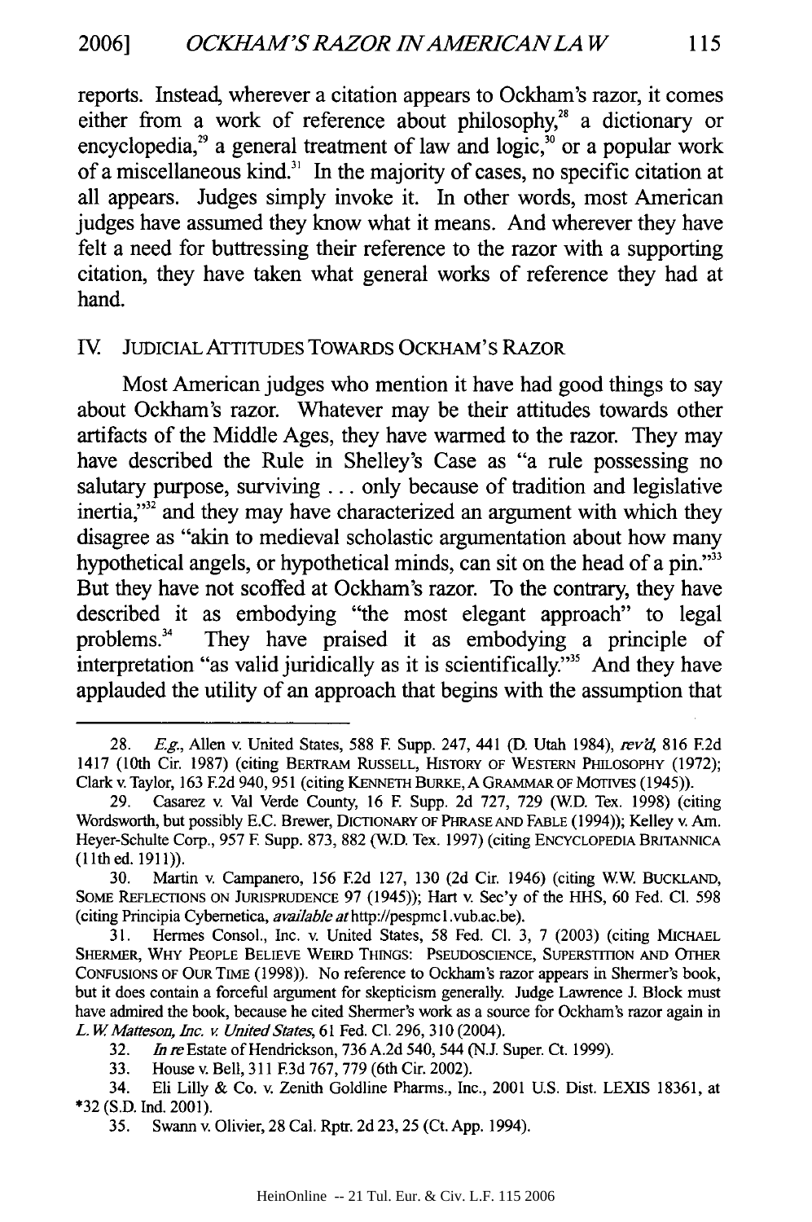reports. Instead, wherever a citation appears to Ockham's razor, it comes either from a work of reference about philosophy,[28] a dictionary or encyclopedia,[29] a general treatment of law and logic,[30] or a popular work of a miscellaneous kind.[31] In the majority of cases, no specific citation at all appears. Judges simply invoke it. In other words, most American judges have assumed they know what it means. And wherever they have felt a need for buttressing their reference to the razor with a supporting citation, they have taken what general works of reference they had at hand.

## IV. JUDICIAL ATTITUDES TOWARDS OCKHAM'S RAZOR

Most American judges who mention it have had good things to say about Ockham's razor. Whatever may be their attitudes towards other artifacts of the Middle Ages, they have warmed to the razor. They may have described the Rule in Shelley's Case as "a rule possessing no salutary purpose, surviving . . . only because of tradition and legislative inertia,"[32] and they may have characterized an argument with which they disagree as "akin to medieval scholastic argumentation about how many hypothetical angels, or hypothetical minds, can sit on the head of a pin."[33] But they have not scoffed at Ockham's razor. To the contrary, they have described it as embodying "the most elegant approach" to legal problems.[34] They have praised it as embodying a principle of interpretation "as valid juridically as it is scientifically."[35] And they have applauded the utility of an approach that begins with the assumption that

---

28. *E.g.*, Allen v. United States, 588 F. Supp. 247, 441 (D. Utah 1984), *rev'd*, 816 F.2d 1417 (10th Cir. 1987) (citing BERTRAM RUSSELL, HISTORY OF WESTERN PHILOSOPHY (1972); Clark v. Taylor, 163 F.2d 940, 951 (citing KENNETH BURKE, A GRAMMAR OF MOTIVES (1945)).

29. Casarez v. Val Verde County, 16 F. Supp. 2d 727, 729 (W.D. Tex. 1998) (citing Wordsworth, but possibly E.C. Brewer, DICTIONARY OF PHRASE AND FABLE (1994)); Kelley v. Am. Heyer-Schulte Corp., 957 F. Supp. 873, 882 (W.D. Tex. 1997) (citing ENCYCLOPEDIA BRITANNICA (11th ed. 1911)).

30. Martin v. Campanero, 156 F.2d 127, 130 (2d Cir. 1946) (citing W.W. BUCKLAND, SOME REFLECTIONS ON JURISPRUDENCE 97 (1945)); Hart v. Sec'y of the HHS, 60 Fed. Cl. 598 (citing Principia Cybernetica, *available at* http://pespmc1.vub.ac.be).

31. Hermes Consol., Inc. v. United States, 58 Fed. Cl. 3, 7 (2003) (citing MICHAEL SHERMER, WHY PEOPLE BELIEVE WEIRD THINGS: PSEUDOSCIENCE, SUPERSTITION AND OTHER CONFUSIONS OF OUR TIME (1998)). No reference to Ockham's razor appears in Shermer's book, but it does contain a forceful argument for skepticism generally. Judge Lawrence J. Block must have admired the book, because he cited Shermer's work as a source for Ockham's razor again in *L. W. Matteson, Inc. v. United States*, 61 Fed. Cl. 296, 310 (2004).

32. *In re* Estate of Hendrickson, 736 A.2d 540, 544 (N.J. Super. Ct. 1999).

33. House v. Bell, 311 F.3d 767, 779 (6th Cir. 2002).

34. Eli Lilly & Co. v. Zenith Goldline Pharms., Inc., 2001 U.S. Dist. LEXIS 18361, at *32 (S.D. Ind. 2001).

35. Swann v. Olivier, 28 Cal. Rptr. 2d 23, 25 (Ct. App. 1994).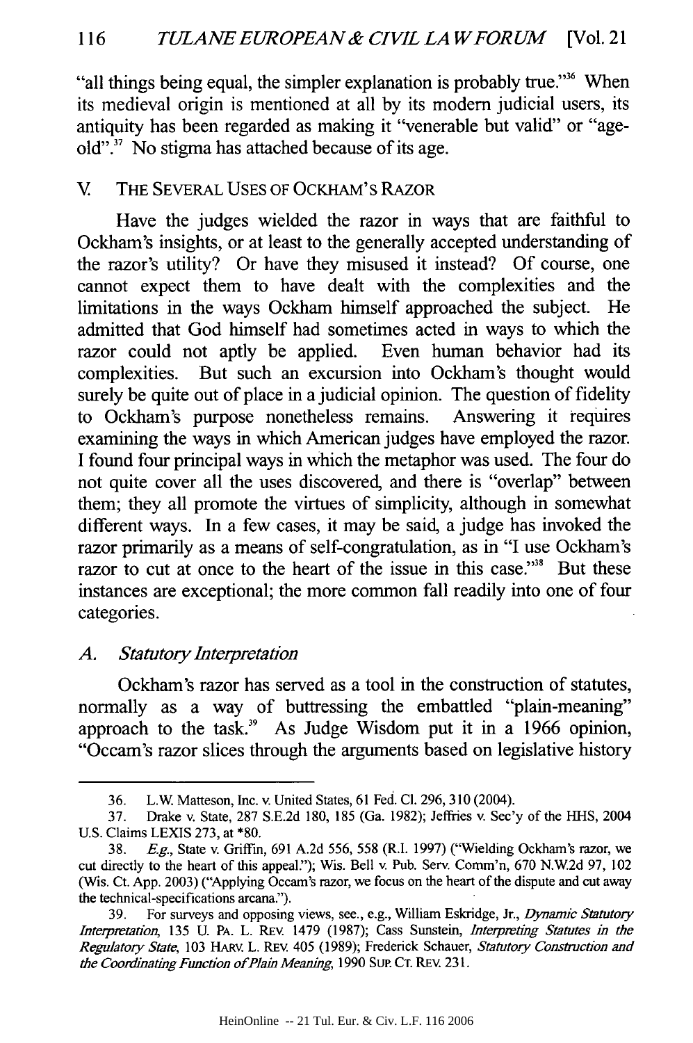"all things being equal, the simpler explanation is probably true."[36] When its medieval origin is mentioned at all by its modern judicial users, its antiquity has been regarded as making it "venerable but valid" or "age-old".[37] No stigma has attached because of its age.

## V. THE SEVERAL USES OF OCKHAM'S RAZOR

Have the judges wielded the razor in ways that are faithful to Ockham's insights, or at least to the generally accepted understanding of the razor's utility? Or have they misused it instead? Of course, one cannot expect them to have dealt with the complexities and the limitations in the ways Ockham himself approached the subject. He admitted that God himself had sometimes acted in ways to which the razor could not aptly be applied. Even human behavior had its complexities. But such an excursion into Ockham's thought would surely be quite out of place in a judicial opinion. The question of fidelity to Ockham's purpose nonetheless remains. Answering it requires examining the ways in which American judges have employed the razor. I found four principal ways in which the metaphor was used. The four do not quite cover all the uses discovered, and there is "overlap" between them; they all promote the virtues of simplicity, although in somewhat different ways. In a few cases, it may be said, a judge has invoked the razor primarily as a means of self-congratulation, as in "I use Ockham's razor to cut at once to the heart of the issue in this case."[38] But these instances are exceptional; the more common fall readily into one of four categories.

### A. *Statutory Interpretation*

Ockham's razor has served as a tool in the construction of statutes, normally as a way of buttressing the embattled "plain-meaning" approach to the task.[39] As Judge Wisdom put it in a 1966 opinion, "Occam's razor slices through the arguments based on legislative history

---

36. L.W. Matteson, Inc. v. United States, 61 Fed. Cl. 296, 310 (2004).

37. Drake v. State, 287 S.E.2d 180, 185 (Ga. 1982); Jeffries v. Sec'y of the HHS, 2004 U.S. Claims LEXIS 273, at *80.

38. *E.g.*, State v. Griffin, 691 A.2d 556, 558 (R.I. 1997) ("Wielding Ockham's razor, we cut directly to the heart of this appeal."); Wis. Bell v. Pub. Serv. Comm'n, 670 N.W.2d 97, 102 (Wis. Ct. App. 2003) ("Applying Occam's razor, we focus on the heart of the dispute and cut away the technical-specifications arcana.").

39. For surveys and opposing views, see., e.g., William Eskridge, Jr., *Dynamic Statutory Interpretation*, 135 U. PA. L. REV. 1479 (1987); Cass Sunstein, *Interpreting Statutes in the Regulatory State*, 103 HARV. L. REV. 405 (1989); Frederick Schauer, *Statutory Construction and the Coordinating Function of Plain Meaning*, 1990 SUP. CT. REV. 231.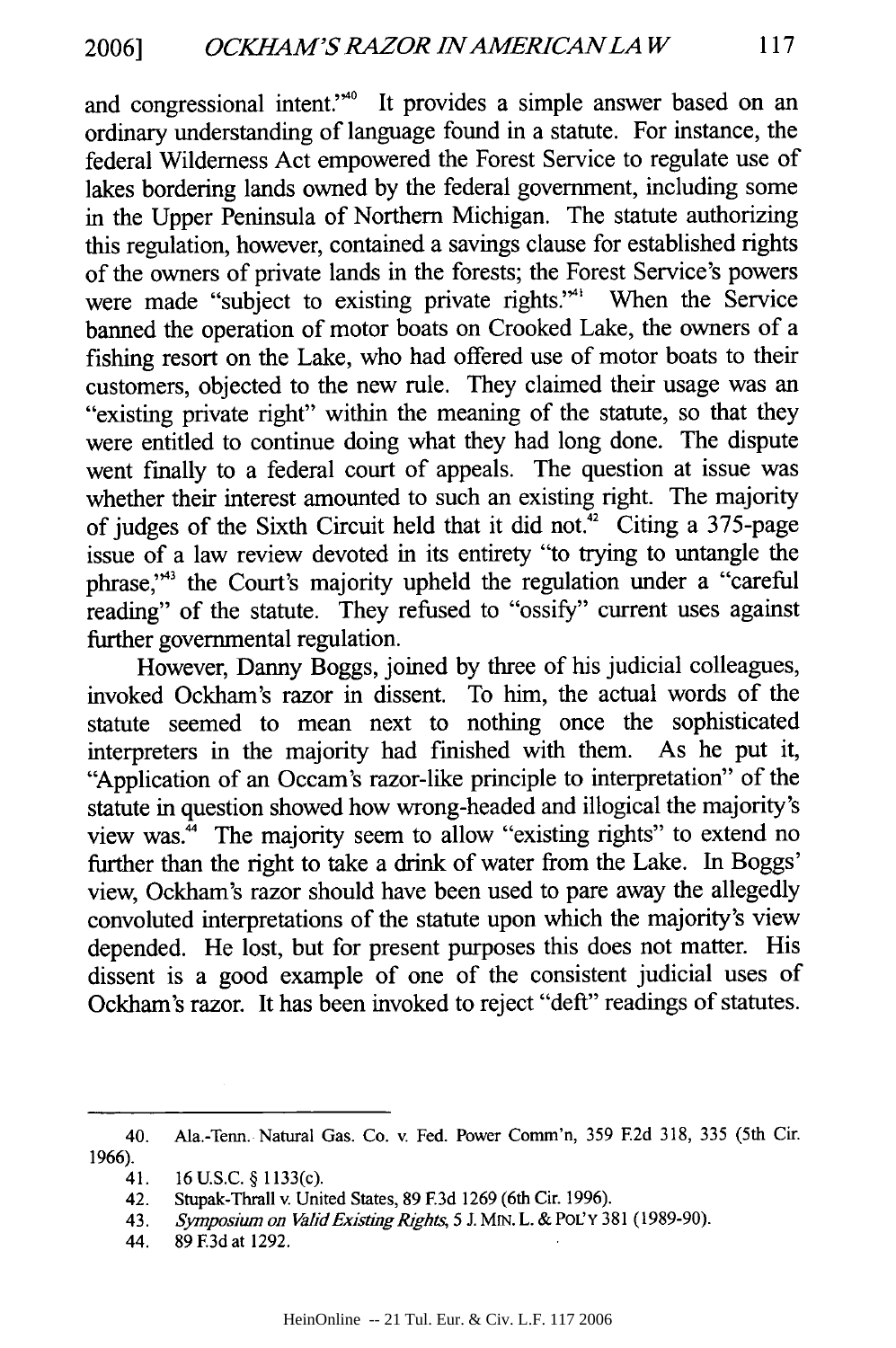and congressional intent."[40] It provides a simple answer based on an ordinary understanding of language found in a statute. For instance, the federal Wilderness Act empowered the Forest Service to regulate use of lakes bordering lands owned by the federal government, including some in the Upper Peninsula of Northern Michigan. The statute authorizing this regulation, however, contained a savings clause for established rights of the owners of private lands in the forests; the Forest Service's powers were made "subject to existing private rights."[41] When the Service banned the operation of motor boats on Crooked Lake, the owners of a fishing resort on the Lake, who had offered use of motor boats to their customers, objected to the new rule. They claimed their usage was an "existing private right" within the meaning of the statute, so that they were entitled to continue doing what they had long done. The dispute went finally to a federal court of appeals. The question at issue was whether their interest amounted to such an existing right. The majority of judges of the Sixth Circuit held that it did not.[42] Citing a 375-page issue of a law review devoted in its entirety "to trying to untangle the phrase,"[43] the Court's majority upheld the regulation under a "careful reading" of the statute. They refused to "ossify" current uses against further governmental regulation.

However, Danny Boggs, joined by three of his judicial colleagues, invoked Ockham's razor in dissent. To him, the actual words of the statute seemed to mean next to nothing once the sophisticated interpreters in the majority had finished with them. As he put it, "Application of an Occam's razor-like principle to interpretation" of the statute in question showed how wrong-headed and illogical the majority's view was.[44] The majority seem to allow "existing rights" to extend no further than the right to take a drink of water from the Lake. In Boggs' view, Ockham's razor should have been used to pare away the allegedly convoluted interpretations of the statute upon which the majority's view depended. He lost, but for present purposes this does not matter. His dissent is a good example of one of the consistent judicial uses of Ockham's razor. It has been invoked to reject "deft" readings of statutes.

---

40. Ala.-Tenn. Natural Gas. Co. v. Fed. Power Comm'n, 359 F.2d 318, 335 (5th Cir. 1966).

41. 16 U.S.C. § 1133(c).

42. Stupak-Thrall v. United States, 89 F.3d 1269 (6th Cir. 1996).

43. *Symposium on Valid Existing Rights*, 5 J. MIN. L. & POL'Y 381 (1989-90).

44. 89 F.3d at 1292.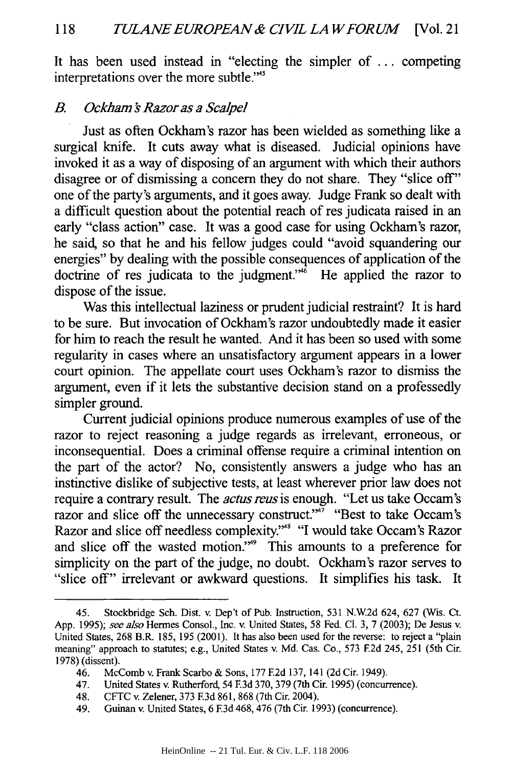It has been used instead in "electing the simpler of . . . competing interpretations over the more subtle."[45]

### *B. Ockham's Razor as a Scalpel*

Just as often Ockham's razor has been wielded as something like a surgical knife. It cuts away what is diseased. Judicial opinions have invoked it as a way of disposing of an argument with which their authors disagree or of dismissing a concern they do not share. They "slice off" one of the party's arguments, and it goes away. Judge Frank so dealt with a difficult question about the potential reach of res judicata raised in an early "class action" case. It was a good case for using Ockham's razor, he said, so that he and his fellow judges could "avoid squandering our energies" by dealing with the possible consequences of application of the doctrine of res judicata to the judgment."[46] He applied the razor to dispose of the issue.

Was this intellectual laziness or prudent judicial restraint? It is hard to be sure. But invocation of Ockham's razor undoubtedly made it easier for him to reach the result he wanted. And it has been so used with some regularity in cases where an unsatisfactory argument appears in a lower court opinion. The appellate court uses Ockham's razor to dismiss the argument, even if it lets the substantive decision stand on a professedly simpler ground.

Current judicial opinions produce numerous examples of use of the razor to reject reasoning a judge regards as irrelevant, erroneous, or inconsequential. Does a criminal offense require a criminal intention on the part of the actor? No, consistently answers a judge who has an instinctive dislike of subjective tests, at least wherever prior law does not require a contrary result. The *actus reus* is enough. "Let us take Occam's razor and slice off the unnecessary construct."[47] "Best to take Occam's Razor and slice off needless complexity."[48] "I would take Occam's Razor and slice off the wasted motion."[49] This amounts to a preference for simplicity on the part of the judge, no doubt. Ockham's razor serves to "slice off" irrelevant or awkward questions. It simplifies his task. It

---

45. Stockbridge Sch. Dist. v. Dep't of Pub. Instruction, 531 N.W.2d 624, 627 (Wis. Ct. App. 1995); *see also* Hermes Consol., Inc. v. United States, 58 Fed. Cl. 3, 7 (2003); De Jesus v. United States, 268 B.R. 185, 195 (2001). It has also been used for the reverse: to reject a "plain meaning" approach to statutes; e.g., United States v. Md. Cas. Co., 573 F.2d 245, 251 (5th Cir. 1978) (dissent).

46. McComb v. Frank Scarbo & Sons, 177 F.2d 137, 141 (2d Cir. 1949).

47. United States v. Rutherford, 54 F.3d 370, 379 (7th Cir. 1995) (concurrence).

48. CFTC v. Zelener, 373 F.3d 861, 868 (7th Cir. 2004).

49. Guinan v. United States, 6 F.3d 468, 476 (7th Cir. 1993) (concurrence).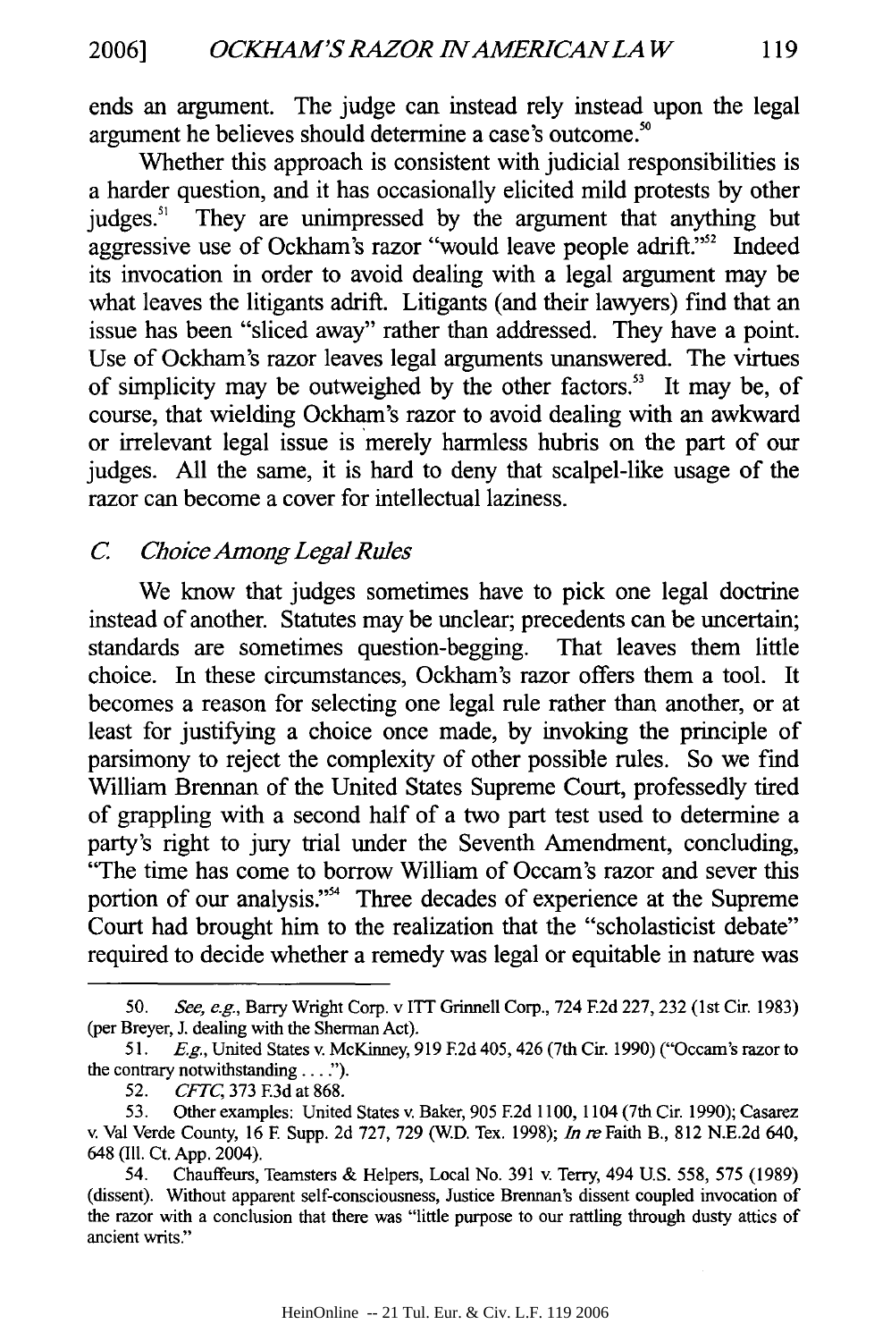ends an argument. The judge can instead rely instead upon the legal argument he believes should determine a case's outcome.[50]

Whether this approach is consistent with judicial responsibilities is a harder question, and it has occasionally elicited mild protests by other judges.[51] They are unimpressed by the argument that anything but aggressive use of Ockham's razor "would leave people adrift."[52] Indeed its invocation in order to avoid dealing with a legal argument may be what leaves the litigants adrift. Litigants (and their lawyers) find that an issue has been "sliced away" rather than addressed. They have a point. Use of Ockham's razor leaves legal arguments unanswered. The virtues of simplicity may be outweighed by the other factors.[53] It may be, of course, that wielding Ockham's razor to avoid dealing with an awkward or irrelevant legal issue is merely harmless hubris on the part of our judges. All the same, it is hard to deny that scalpel-like usage of the razor can become a cover for intellectual laziness.

### *C. Choice Among Legal Rules*

We know that judges sometimes have to pick one legal doctrine instead of another. Statutes may be unclear; precedents can be uncertain; standards are sometimes question-begging. That leaves them little choice. In these circumstances, Ockham's razor offers them a tool. It becomes a reason for selecting one legal rule rather than another, or at least for justifying a choice once made, by invoking the principle of parsimony to reject the complexity of other possible rules. So we find William Brennan of the United States Supreme Court, professedly tired of grappling with a second half of a two part test used to determine a party's right to jury trial under the Seventh Amendment, concluding, "The time has come to borrow William of Occam's razor and sever this portion of our analysis."[54] Three decades of experience at the Supreme Court had brought him to the realization that the "scholasticist debate" required to decide whether a remedy was legal or equitable in nature was

---

50. *See, e.g.*, Barry Wright Corp. v ITT Grinnell Corp., 724 F.2d 227, 232 (1st Cir. 1983) (per Breyer, J. dealing with the Sherman Act).

51. *E.g.*, United States v. McKinney, 919 F.2d 405, 426 (7th Cir. 1990) ("Occam's razor to the contrary notwithstanding . . . .").

52. *CFTC*, 373 F.3d at 868.

53. Other examples: United States v. Baker, 905 F.2d 1100, 1104 (7th Cir. 1990); Casarez v. Val Verde County, 16 F. Supp. 2d 727, 729 (W.D. Tex. 1998); *In re* Faith B., 812 N.E.2d 640, 648 (Ill. Ct. App. 2004).

54. Chauffeurs, Teamsters & Helpers, Local No. 391 v. Terry, 494 U.S. 558, 575 (1989) (dissent). Without apparent self-consciousness, Justice Brennan's dissent coupled invocation of the razor with a conclusion that there was "little purpose to our rattling through dusty attics of ancient writs."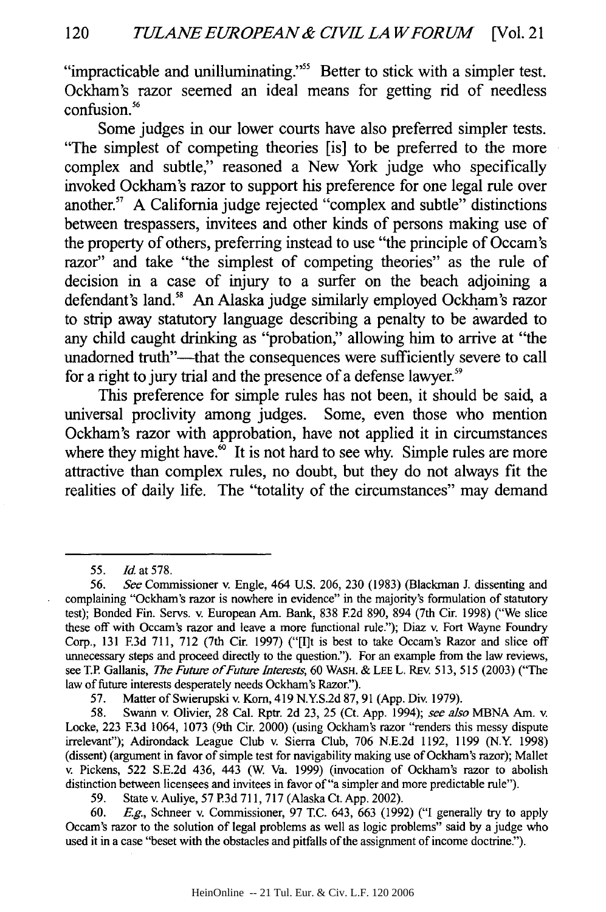"impracticable and unilluminating."[55] Better to stick with a simpler test. Ockham's razor seemed an ideal means for getting rid of needless confusion.[56]

Some judges in our lower courts have also preferred simpler tests. "The simplest of competing theories [is] to be preferred to the more complex and subtle," reasoned a New York judge who specifically invoked Ockham's razor to support his preference for one legal rule over another.[57] A California judge rejected "complex and subtle" distinctions between trespassers, invitees and other kinds of persons making use of the property of others, preferring instead to use "the principle of Occam's razor" and take "the simplest of competing theories" as the rule of decision in a case of injury to a surfer on the beach adjoining a defendant's land.[58] An Alaska judge similarly employed Ockham's razor to strip away statutory language describing a penalty to be awarded to any child caught drinking as "probation," allowing him to arrive at "the unadorned truth"—that the consequences were sufficiently severe to call for a right to jury trial and the presence of a defense lawyer.[59]

This preference for simple rules has not been, it should be said, a universal proclivity among judges. Some, even those who mention Ockham's razor with approbation, have not applied it in circumstances where they might have.[60] It is not hard to see why. Simple rules are more attractive than complex rules, no doubt, but they do not always fit the realities of daily life. The "totality of the circumstances" may demand

---

55. *Id.* at 578.

56. *See* Commissioner v. Engle, 464 U.S. 206, 230 (1983) (Blackman J. dissenting and complaining "Ockham's razor is nowhere in evidence" in the majority's formulation of statutory test); Bonded Fin. Servs. v. European Am. Bank, 838 F.2d 890, 894 (7th Cir. 1998) ("We slice these off with Occam's razor and leave a more functional rule."); Diaz v. Fort Wayne Foundry Corp., 131 F.3d 711, 712 (7th Cir. 1997) ("[I]t is best to take Occam's Razor and slice off unnecessary steps and proceed directly to the question."). For an example from the law reviews, see T.P. Gallanis, *The Future of Future Interests*, 60 WASH. & LEE L. REV. 513, 515 (2003) ("The law of future interests desperately needs Ockham's Razor.").

57. Matter of Swierupski v. Korn, 419 N.Y.S.2d 87, 91 (App. Div. 1979).

58. Swann v. Olivier, 28 Cal. Rptr. 2d 23, 25 (Ct. App. 1994); *see also* MBNA Am. v. Locke, 223 F.3d 1064, 1073 (9th Cir. 2000) (using Ockham's razor "renders this messy dispute irrelevant"); Adirondack League Club v. Sierra Club, 706 N.E.2d 1192, 1199 (N.Y. 1998) (dissent) (argument in favor of simple test for navigability making use of Ockham's razor); Mallet v. Pickens, 522 S.E.2d 436, 443 (W. Va. 1999) (invocation of Ockham's razor to abolish distinction between licensees and invitees in favor of "a simpler and more predictable rule").

59. State v. Auliye, 57 P.3d 711, 717 (Alaska Ct. App. 2002).

60. *E.g.*, Schneer v. Commissioner, 97 T.C. 643, 663 (1992) ("I generally try to apply Occam's razor to the solution of legal problems as well as logic problems" said by a judge who used it in a case "beset with the obstacles and pitfalls of the assignment of income doctrine.").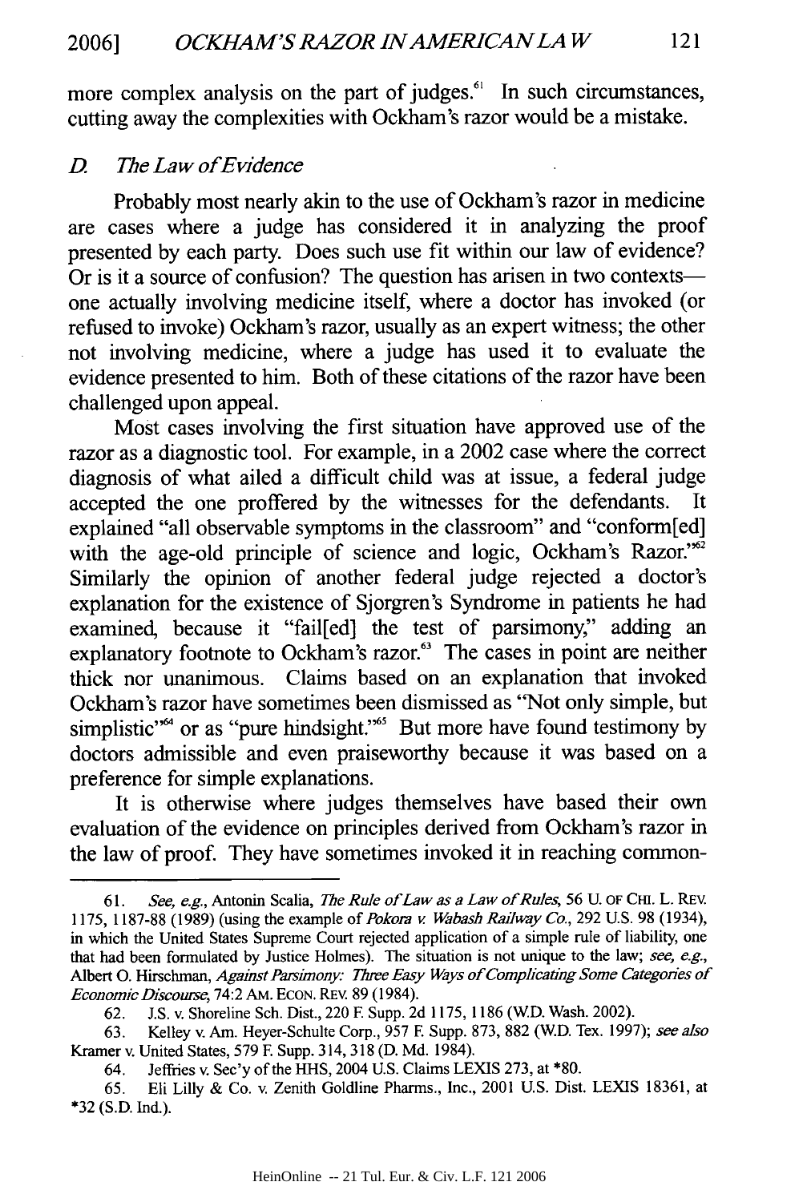more complex analysis on the part of judges.[61] In such circumstances, cutting away the complexities with Ockham's razor would be a mistake.

### D. The Law of Evidence

Probably most nearly akin to the use of Ockham's razor in medicine are cases where a judge has considered it in analyzing the proof presented by each party. Does such use fit within our law of evidence? Or is it a source of confusion? The question has arisen in two contexts—one actually involving medicine itself, where a doctor has invoked (or refused to invoke) Ockham's razor, usually as an expert witness; the other not involving medicine, where a judge has used it to evaluate the evidence presented to him. Both of these citations of the razor have been challenged upon appeal.

Most cases involving the first situation have approved use of the razor as a diagnostic tool. For example, in a 2002 case where the correct diagnosis of what ailed a difficult child was at issue, a federal judge accepted the one proffered by the witnesses for the defendants. It explained "all observable symptoms in the classroom" and "conform[ed] with the age-old principle of science and logic, Ockham's Razor."[62] Similarly the opinion of another federal judge rejected a doctor's explanation for the existence of Sjorgren's Syndrome in patients he had examined, because it "fail[ed] the test of parsimony," adding an explanatory footnote to Ockham's razor.[63] The cases in point are neither thick nor unanimous. Claims based on an explanation that invoked Ockham's razor have sometimes been dismissed as "Not only simple, but simplistic"[64] or as "pure hindsight."[65] But more have found testimony by doctors admissible and even praiseworthy because it was based on a preference for simple explanations.

It is otherwise where judges themselves have based their own evaluation of the evidence on principles derived from Ockham's razor in the law of proof. They have sometimes invoked it in reaching common-

---

61. *See, e.g.*, Antonin Scalia, *The Rule of Law as a Law of Rules*, 56 U. OF CHI. L. REV. 1175, 1187-88 (1989) (using the example of *Pokora v. Wabash Railway Co.*, 292 U.S. 98 (1934), in which the United States Supreme Court rejected application of a simple rule of liability, one that had been formulated by Justice Holmes). The situation is not unique to the law; *see, e.g.*, Albert O. Hirschman, *Against Parsimony: Three Easy Ways of Complicating Some Categories of Economic Discourse*, 74:2 AM. ECON. REV. 89 (1984).

62. J.S. v. Shoreline Sch. Dist., 220 F. Supp. 2d 1175, 1186 (W.D. Wash. 2002).

63. Kelley v. Am. Heyer-Schulte Corp., 957 F. Supp. 873, 882 (W.D. Tex. 1997); *see also* Kramer v. United States, 579 F. Supp. 314, 318 (D. Md. 1984).

64. Jeffries v. Sec'y of the HHS, 2004 U.S. Claims LEXIS 273, at *80.

65. Eli Lilly & Co. v. Zenith Goldline Pharms., Inc., 2001 U.S. Dist. LEXIS 18361, at *32 (S.D. Ind.).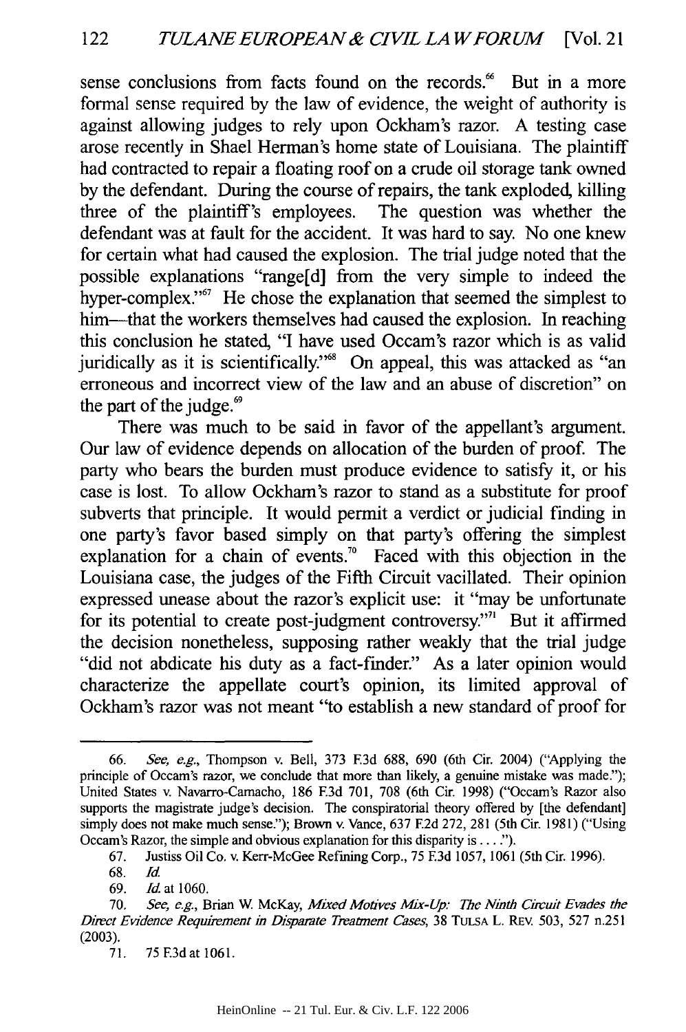sense conclusions from facts found on the records.[66] But in a more formal sense required by the law of evidence, the weight of authority is against allowing judges to rely upon Ockham's razor. A testing case arose recently in Shael Herman's home state of Louisiana. The plaintiff had contracted to repair a floating roof on a crude oil storage tank owned by the defendant. During the course of repairs, the tank exploded, killing three of the plaintiff's employees. The question was whether the defendant was at fault for the accident. It was hard to say. No one knew for certain what had caused the explosion. The trial judge noted that the possible explanations "range[d] from the very simple to indeed the hyper-complex."[67] He chose the explanation that seemed the simplest to him—that the workers themselves had caused the explosion. In reaching this conclusion he stated, "I have used Occam's razor which is as valid juridically as it is scientifically."[68] On appeal, this was attacked as "an erroneous and incorrect view of the law and an abuse of discretion" on the part of the judge.[69]

There was much to be said in favor of the appellant's argument. Our law of evidence depends on allocation of the burden of proof. The party who bears the burden must produce evidence to satisfy it, or his case is lost. To allow Ockham's razor to stand as a substitute for proof subverts that principle. It would permit a verdict or judicial finding in one party's favor based simply on that party's offering the simplest explanation for a chain of events.[70] Faced with this objection in the Louisiana case, the judges of the Fifth Circuit vacillated. Their opinion expressed unease about the razor's explicit use: it "may be unfortunate for its potential to create post-judgment controversy."[71] But it affirmed the decision nonetheless, supposing rather weakly that the trial judge "did not abdicate his duty as a fact-finder." As a later opinion would characterize the appellate court's opinion, its limited approval of Ockham's razor was not meant "to establish a new standard of proof for

---

66. *See, e.g.*, Thompson v. Bell, 373 F.3d 688, 690 (6th Cir. 2004) ("Applying the principle of Occam's razor, we conclude that more than likely, a genuine mistake was made."); United States v. Navarro-Camacho, 186 F.3d 701, 708 (6th Cir. 1998) ("Occam's Razor also supports the magistrate judge's decision. The conspiratorial theory offered by [the defendant] simply does not make much sense."); Brown v. Vance, 637 F.2d 272, 281 (5th Cir. 1981) ("Using Occam's Razor, the simple and obvious explanation for this disparity is . . . .").

67. Justiss Oil Co. v. Kerr-McGee Refining Corp., 75 F.3d 1057, 1061 (5th Cir. 1996).

68. *Id.*

69. *Id.* at 1060.

70. *See, e.g.*, Brian W. McKay, *Mixed Motives Mix-Up: The Ninth Circuit Evades the Direct Evidence Requirement in Disparate Treatment Cases*, 38 TULSA L. REV. 503, 527 n.251 (2003).

71. 75 F.3d at 1061.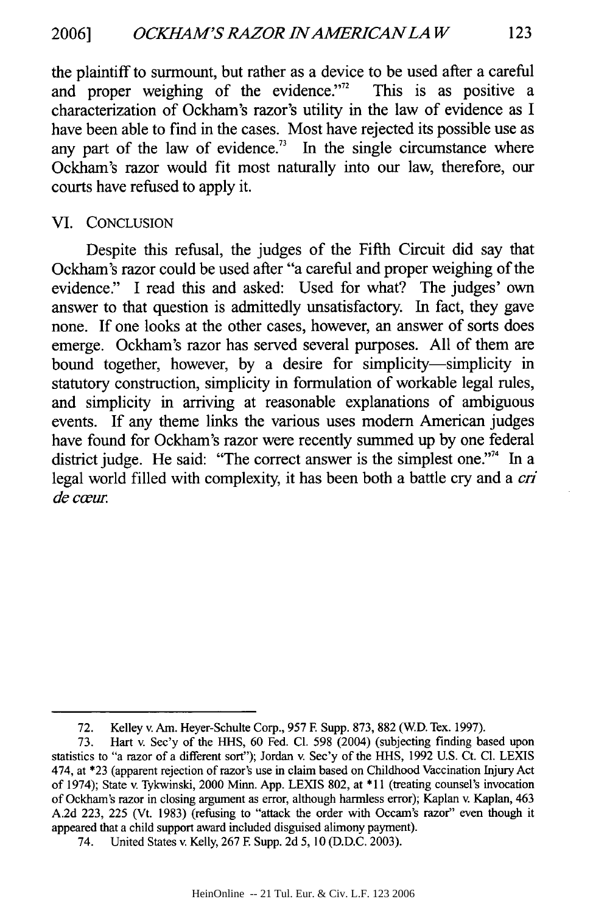the plaintiff to surmount, but rather as a device to be used after a careful and proper weighing of the evidence."[72] This is as positive a characterization of Ockham's razor's utility in the law of evidence as I have been able to find in the cases. Most have rejected its possible use as any part of the law of evidence.[73] In the single circumstance where Ockham's razor would fit most naturally into our law, therefore, our courts have refused to apply it.

## VI. CONCLUSION

Despite this refusal, the judges of the Fifth Circuit did say that Ockham's razor could be used after "a careful and proper weighing of the evidence." I read this and asked: Used for what? The judges' own answer to that question is admittedly unsatisfactory. In fact, they gave none. If one looks at the other cases, however, an answer of sorts does emerge. Ockham's razor has served several purposes. All of them are bound together, however, by a desire for simplicity—simplicity in statutory construction, simplicity in formulation of workable legal rules, and simplicity in arriving at reasonable explanations of ambiguous events. If any theme links the various uses modern American judges have found for Ockham's razor were recently summed up by one federal district judge. He said: "The correct answer is the simplest one."[74] In a legal world filled with complexity, it has been both a battle cry and a *cri de cœur*.

---

72. Kelley v. Am. Heyer-Schulte Corp., 957 F. Supp. 873, 882 (W.D. Tex. 1997).

73. Hart v. Sec'y of the HHS, 60 Fed. Cl. 598 (2004) (subjecting finding based upon statistics to "a razor of a different sort"); Jordan v. Sec'y of the HHS, 1992 U.S. Ct. Cl. LEXIS 474, at *23 (apparent rejection of razor's use in claim based on Childhood Vaccination Injury Act of 1974); State v. Tykwinski, 2000 Minn. App. LEXIS 802, at *11 (treating counsel's invocation of Ockham's razor in closing argument as error, although harmless error); Kaplan v. Kaplan, 463 A.2d 223, 225 (Vt. 1983) (refusing to "attack the order with Occam's razor" even though it appeared that a child support award included disguised alimony payment).

74. United States v. Kelly, 267 F. Supp. 2d 5, 10 (D.D.C. 2003).